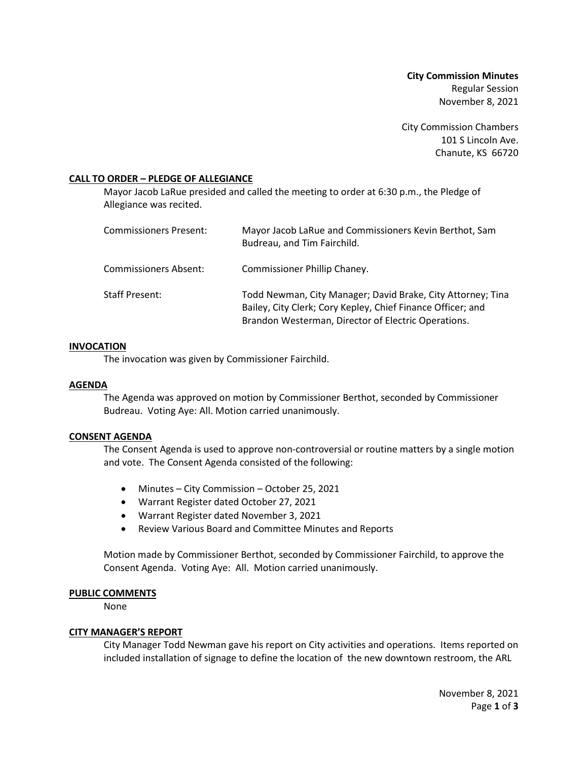**City Commission Minutes**
Regular Session
November 8, 2021

City Commission Chambers
101 S Lincoln Ave.
Chanute, KS 66720

## CALL TO ORDER – PLEDGE OF ALLEGIANCE

Mayor Jacob LaRue presided and called the meeting to order at 6:30 p.m., the Pledge of Allegiance was recited.

| | |
|---|---|
| Commissioners Present: | Mayor Jacob LaRue and Commissioners Kevin Berthot, Sam Budreau, and Tim Fairchild. |
| Commissioners Absent: | Commissioner Phillip Chaney. |
| Staff Present: | Todd Newman, City Manager; David Brake, City Attorney; Tina Bailey, City Clerk; Cory Kepley, Chief Finance Officer; and Brandon Westerman, Director of Electric Operations. |

## INVOCATION

The invocation was given by Commissioner Fairchild.

## AGENDA

The Agenda was approved on motion by Commissioner Berthot, seconded by Commissioner Budreau. Voting Aye: All. Motion carried unanimously.

## CONSENT AGENDA

The Consent Agenda is used to approve non-controversial or routine matters by a single motion and vote. The Consent Agenda consisted of the following:

- Minutes – City Commission – October 25, 2021
- Warrant Register dated October 27, 2021
- Warrant Register dated November 3, 2021
- Review Various Board and Committee Minutes and Reports

Motion made by Commissioner Berthot, seconded by Commissioner Fairchild, to approve the Consent Agenda. Voting Aye: All. Motion carried unanimously.

## PUBLIC COMMENTS

None

## CITY MANAGER'S REPORT

City Manager Todd Newman gave his report on City activities and operations. Items reported on included installation of signage to define the location of the new downtown restroom, the ARL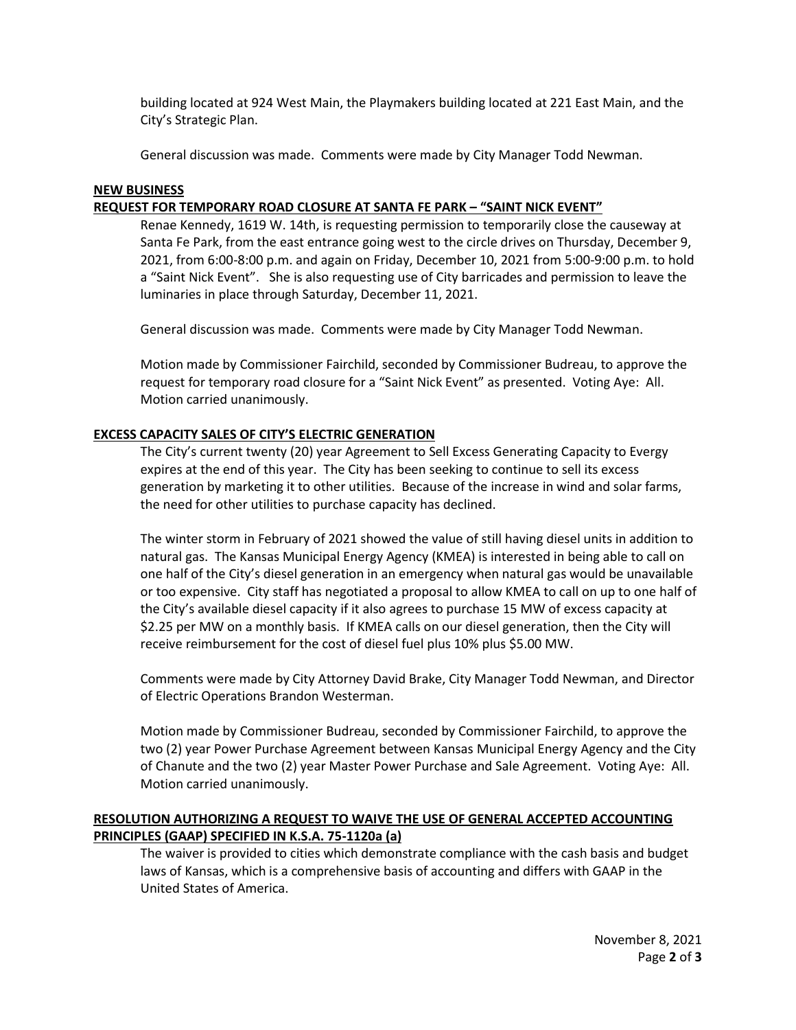building located at 924 West Main, the Playmakers building located at 221 East Main, and the City's Strategic Plan.

General discussion was made. Comments were made by City Manager Todd Newman.

**NEW BUSINESS**

**REQUEST FOR TEMPORARY ROAD CLOSURE AT SANTA FE PARK – "SAINT NICK EVENT"**

Renae Kennedy, 1619 W. 14th, is requesting permission to temporarily close the causeway at Santa Fe Park, from the east entrance going west to the circle drives on Thursday, December 9, 2021, from 6:00-8:00 p.m. and again on Friday, December 10, 2021 from 5:00-9:00 p.m. to hold a "Saint Nick Event". She is also requesting use of City barricades and permission to leave the luminaries in place through Saturday, December 11, 2021.

General discussion was made. Comments were made by City Manager Todd Newman.

Motion made by Commissioner Fairchild, seconded by Commissioner Budreau, to approve the request for temporary road closure for a "Saint Nick Event" as presented. Voting Aye: All. Motion carried unanimously.

**EXCESS CAPACITY SALES OF CITY'S ELECTRIC GENERATION**

The City's current twenty (20) year Agreement to Sell Excess Generating Capacity to Evergy expires at the end of this year. The City has been seeking to continue to sell its excess generation by marketing it to other utilities. Because of the increase in wind and solar farms, the need for other utilities to purchase capacity has declined.

The winter storm in February of 2021 showed the value of still having diesel units in addition to natural gas. The Kansas Municipal Energy Agency (KMEA) is interested in being able to call on one half of the City's diesel generation in an emergency when natural gas would be unavailable or too expensive. City staff has negotiated a proposal to allow KMEA to call on up to one half of the City's available diesel capacity if it also agrees to purchase 15 MW of excess capacity at $2.25 per MW on a monthly basis. If KMEA calls on our diesel generation, then the City will receive reimbursement for the cost of diesel fuel plus 10% plus $5.00 MW.

Comments were made by City Attorney David Brake, City Manager Todd Newman, and Director of Electric Operations Brandon Westerman.

Motion made by Commissioner Budreau, seconded by Commissioner Fairchild, to approve the two (2) year Power Purchase Agreement between Kansas Municipal Energy Agency and the City of Chanute and the two (2) year Master Power Purchase and Sale Agreement. Voting Aye: All. Motion carried unanimously.

**RESOLUTION AUTHORIZING A REQUEST TO WAIVE THE USE OF GENERAL ACCEPTED ACCOUNTING PRINCIPLES (GAAP) SPECIFIED IN K.S.A. 75-1120a (a)**

The waiver is provided to cities which demonstrate compliance with the cash basis and budget laws of Kansas, which is a comprehensive basis of accounting and differs with GAAP in the United States of America.

November 8, 2021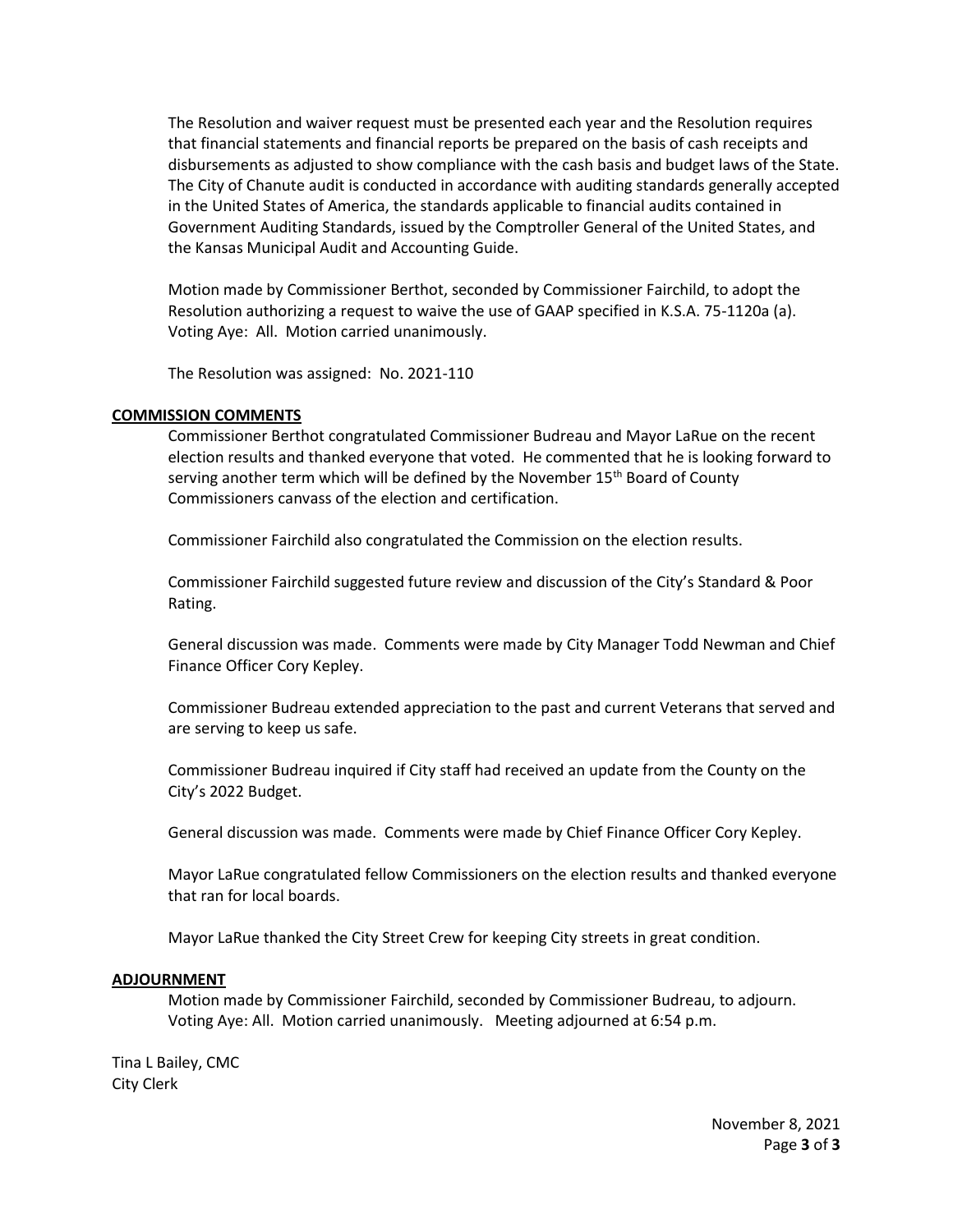The Resolution and waiver request must be presented each year and the Resolution requires that financial statements and financial reports be prepared on the basis of cash receipts and disbursements as adjusted to show compliance with the cash basis and budget laws of the State. The City of Chanute audit is conducted in accordance with auditing standards generally accepted in the United States of America, the standards applicable to financial audits contained in Government Auditing Standards, issued by the Comptroller General of the United States, and the Kansas Municipal Audit and Accounting Guide.

Motion made by Commissioner Berthot, seconded by Commissioner Fairchild, to adopt the Resolution authorizing a request to waive the use of GAAP specified in K.S.A. 75-1120a (a). Voting Aye: All. Motion carried unanimously.

The Resolution was assigned: No. 2021-110

**COMMISSION COMMENTS**

Commissioner Berthot congratulated Commissioner Budreau and Mayor LaRue on the recent election results and thanked everyone that voted. He commented that he is looking forward to serving another term which will be defined by the November 15th Board of County Commissioners canvass of the election and certification.

Commissioner Fairchild also congratulated the Commission on the election results.

Commissioner Fairchild suggested future review and discussion of the City's Standard & Poor Rating.

General discussion was made. Comments were made by City Manager Todd Newman and Chief Finance Officer Cory Kepley.

Commissioner Budreau extended appreciation to the past and current Veterans that served and are serving to keep us safe.

Commissioner Budreau inquired if City staff had received an update from the County on the City's 2022 Budget.

General discussion was made. Comments were made by Chief Finance Officer Cory Kepley.

Mayor LaRue congratulated fellow Commissioners on the election results and thanked everyone that ran for local boards.

Mayor LaRue thanked the City Street Crew for keeping City streets in great condition.

**ADJOURNMENT**

Motion made by Commissioner Fairchild, seconded by Commissioner Budreau, to adjourn. Voting Aye: All. Motion carried unanimously. Meeting adjourned at 6:54 p.m.

Tina L Bailey, CMC
City Clerk

November 8, 2021